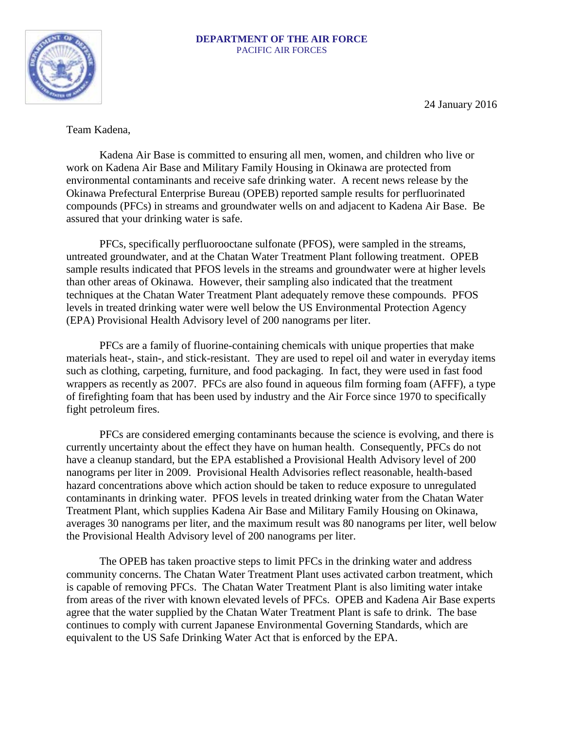**DEPARTMENT OF THE AIR FORCE**
PACIFIC AIR FORCES

24 January 2016

Team Kadena,

Kadena Air Base is committed to ensuring all men, women, and children who live or work on Kadena Air Base and Military Family Housing in Okinawa are protected from environmental contaminants and receive safe drinking water. A recent news release by the Okinawa Prefectural Enterprise Bureau (OPEB) reported sample results for perfluorinated compounds (PFCs) in streams and groundwater wells on and adjacent to Kadena Air Base. Be assured that your drinking water is safe.

PFCs, specifically perfluorooctane sulfonate (PFOS), were sampled in the streams, untreated groundwater, and at the Chatan Water Treatment Plant following treatment. OPEB sample results indicated that PFOS levels in the streams and groundwater were at higher levels than other areas of Okinawa. However, their sampling also indicated that the treatment techniques at the Chatan Water Treatment Plant adequately remove these compounds. PFOS levels in treated drinking water were well below the US Environmental Protection Agency (EPA) Provisional Health Advisory level of 200 nanograms per liter.

PFCs are a family of fluorine-containing chemicals with unique properties that make materials heat-, stain-, and stick-resistant. They are used to repel oil and water in everyday items such as clothing, carpeting, furniture, and food packaging. In fact, they were used in fast food wrappers as recently as 2007. PFCs are also found in aqueous film forming foam (AFFF), a type of firefighting foam that has been used by industry and the Air Force since 1970 to specifically fight petroleum fires.

PFCs are considered emerging contaminants because the science is evolving, and there is currently uncertainty about the effect they have on human health. Consequently, PFCs do not have a cleanup standard, but the EPA established a Provisional Health Advisory level of 200 nanograms per liter in 2009. Provisional Health Advisories reflect reasonable, health-based hazard concentrations above which action should be taken to reduce exposure to unregulated contaminants in drinking water. PFOS levels in treated drinking water from the Chatan Water Treatment Plant, which supplies Kadena Air Base and Military Family Housing on Okinawa, averages 30 nanograms per liter, and the maximum result was 80 nanograms per liter, well below the Provisional Health Advisory level of 200 nanograms per liter.

The OPEB has taken proactive steps to limit PFCs in the drinking water and address community concerns. The Chatan Water Treatment Plant uses activated carbon treatment, which is capable of removing PFCs. The Chatan Water Treatment Plant is also limiting water intake from areas of the river with known elevated levels of PFCs. OPEB and Kadena Air Base experts agree that the water supplied by the Chatan Water Treatment Plant is safe to drink. The base continues to comply with current Japanese Environmental Governing Standards, which are equivalent to the US Safe Drinking Water Act that is enforced by the EPA.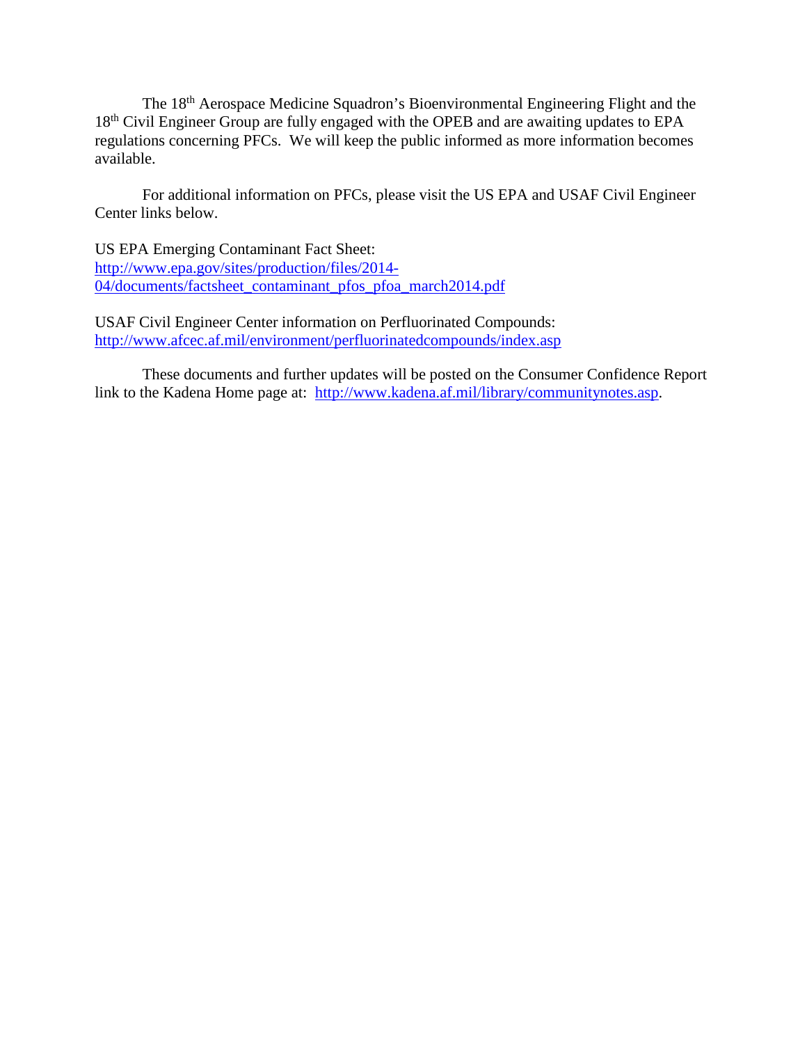The 18th Aerospace Medicine Squadron's Bioenvironmental Engineering Flight and the 18th Civil Engineer Group are fully engaged with the OPEB and are awaiting updates to EPA regulations concerning PFCs. We will keep the public informed as more information becomes available.

For additional information on PFCs, please visit the US EPA and USAF Civil Engineer Center links below.

US EPA Emerging Contaminant Fact Sheet:
http://www.epa.gov/sites/production/files/2014-04/documents/factsheet_contaminant_pfos_pfoa_march2014.pdf

USAF Civil Engineer Center information on Perfluorinated Compounds:
http://www.afcec.af.mil/environment/perfluorinatedcompounds/index.asp

These documents and further updates will be posted on the Consumer Confidence Report link to the Kadena Home page at: http://www.kadena.af.mil/library/communitynotes.asp.